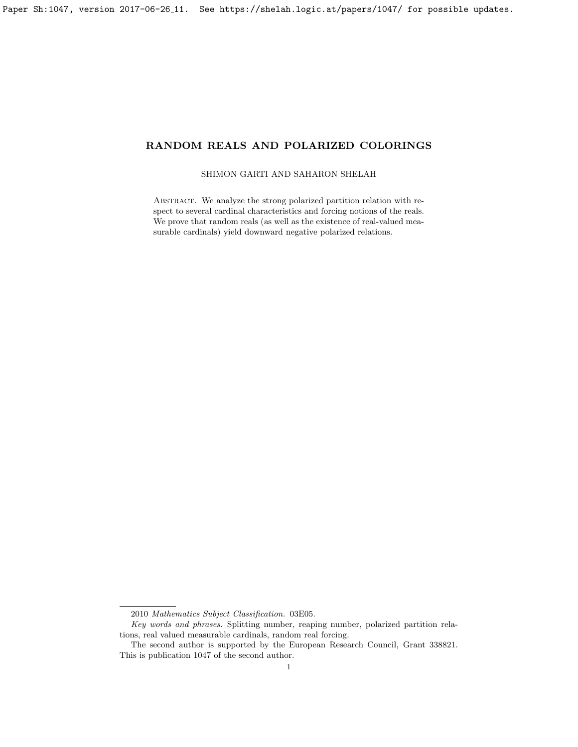# RANDOM REALS AND POLARIZED COLORINGS

SHIMON GARTI AND SAHARON SHELAH

Abstract. We analyze the strong polarized partition relation with respect to several cardinal characteristics and forcing notions of the reals. We prove that random reals (as well as the existence of real-valued measurable cardinals) yield downward negative polarized relations.

2010 *Mathematics Subject Classification.* 03E05.

*Key words and phrases.* Splitting number, reaping number, polarized partition relations, real valued measurable cardinals, random real forcing.

The second author is supported by the European Research Council, Grant 338821. This is publication 1047 of the second author.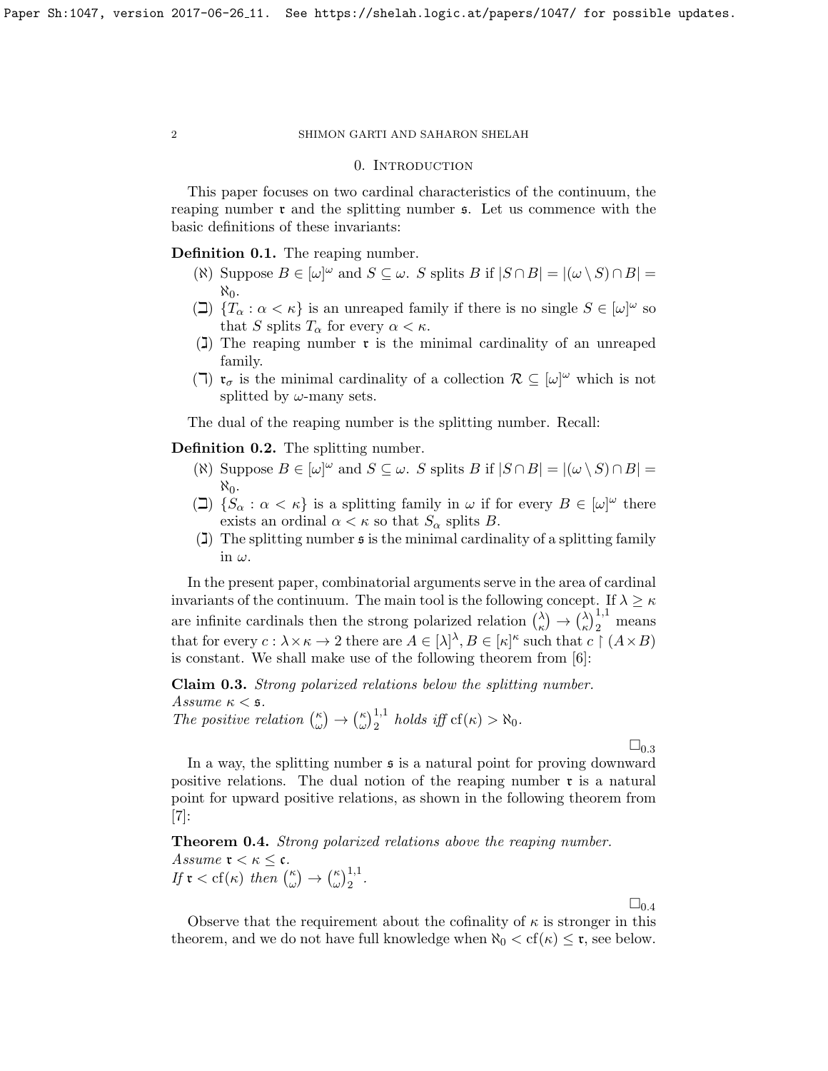## 0. Introduction

This paper focuses on two cardinal characteristics of the continuum, the reaping number $\mathfrak{r}$ and the splitting number $\mathfrak{s}$. Let us commence with the basic definitions of these invariants:

**Definition 0.1.** The reaping number.

- ($\aleph$) Suppose $B \in [\omega]^\omega$ and $S \subseteq \omega$. $S$ splits $B$ if $|S \cap B| = |(\omega \setminus S) \cap B| = \aleph_0$.
- ($\beth$) $\{T_\alpha : \alpha < \kappa\}$ is an unreaped family if there is no single $S \in [\omega]^\omega$ so that $S$ splits $T_\alpha$ for every $\alpha < \kappa$.
- ($\gimel$) The reaping number $\mathfrak{r}$ is the minimal cardinality of an unreaped family.
- ($\daleth$) $\mathfrak{r}_\sigma$ is the minimal cardinality of a collection $\mathcal{R} \subseteq [\omega]^\omega$ which is not splitted by $\omega$-many sets.

The dual of the reaping number is the splitting number. Recall:

**Definition 0.2.** The splitting number.

- ($\aleph$) Suppose $B \in [\omega]^\omega$ and $S \subseteq \omega$. $S$ splits $B$ if $|S \cap B| = |(\omega \setminus S) \cap B| = \aleph_0$.
- ($\beth$) $\{S_\alpha : \alpha < \kappa\}$ is a splitting family in $\omega$ if for every $B \in [\omega]^\omega$ there exists an ordinal $\alpha < \kappa$ so that $S_\alpha$ splits $B$.
- ($\gimel$) The splitting number $\mathfrak{s}$ is the minimal cardinality of a splitting family in $\omega$.

In the present paper, combinatorial arguments serve in the area of cardinal invariants of the continuum. The main tool is the following concept. If $\lambda \geq \kappa$ are infinite cardinals then the strong polarized relation $\binom{\lambda}{\kappa} \rightarrow \binom{\lambda}{\kappa}^{1,1}_2$ means that for every $c : \lambda \times \kappa \rightarrow 2$ there are $A \in [\lambda]^\lambda, B \in [\kappa]^\kappa$ such that $c \upharpoonright (A \times B)$ is constant. We shall make use of the following theorem from [6]:

**Claim 0.3.** *Strong polarized relations below the splitting number.*
*Assume $\kappa < \mathfrak{s}$.*
*The positive relation $\binom{\kappa}{\omega} \rightarrow \binom{\kappa}{\omega}^{1,1}_2$ holds iff $\mathrm{cf}(\kappa) > \aleph_0$.*

$\square_{0.3}$

In a way, the splitting number $\mathfrak{s}$ is a natural point for proving downward positive relations. The dual notion of the reaping number $\mathfrak{r}$ is a natural point for upward positive relations, as shown in the following theorem from [7]:

**Theorem 0.4.** *Strong polarized relations above the reaping number.*
*Assume $\mathfrak{r} < \kappa \leq \mathfrak{c}$.*
*If $\mathfrak{r} < \mathrm{cf}(\kappa)$ then $\binom{\kappa}{\omega} \rightarrow \binom{\kappa}{\omega}^{1,1}_2$.*

$\square_{0.4}$

Observe that the requirement about the cofinality of $\kappa$ is stronger in this theorem, and we do not have full knowledge when $\aleph_0 < \mathrm{cf}(\kappa) \leq \mathfrak{r}$, see below.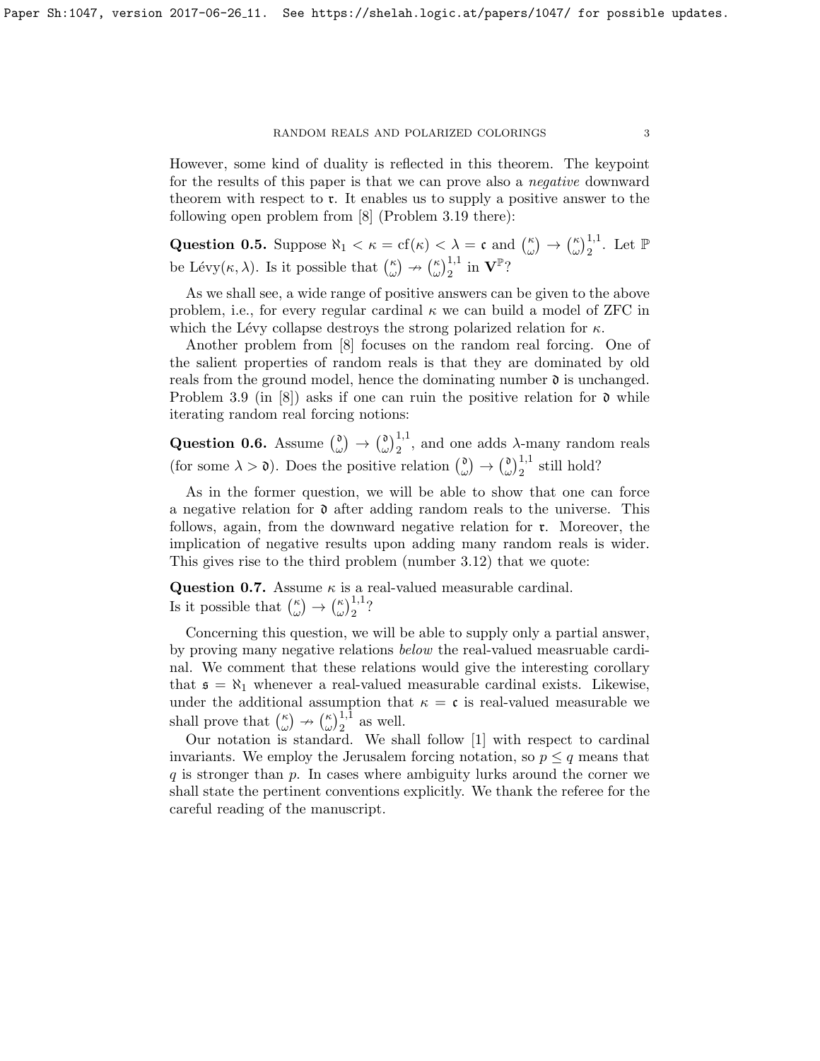However, some kind of duality is reflected in this theorem. The keypoint for the results of this paper is that we can prove also a *negative* downward theorem with respect to $\mathfrak{r}$. It enables us to supply a positive answer to the following open problem from [8] (Problem 3.19 there):

**Question 0.5.** Suppose $\aleph_1 < \kappa = \mathrm{cf}(\kappa) < \lambda = \mathfrak{c}$ and $\binom{\kappa}{\omega} \to \binom{\kappa}{\omega}^{1,1}_2$. Let $\mathbb{P}$ be Lévy$(\kappa, \lambda)$. Is it possible that $\binom{\kappa}{\omega} \nrightarrow \binom{\kappa}{\omega}^{1,1}_2$ in $\mathbf{V}^{\mathbb{P}}$?

As we shall see, a wide range of positive answers can be given to the above problem, i.e., for every regular cardinal $\kappa$ we can build a model of ZFC in which the Lévy collapse destroys the strong polarized relation for $\kappa$.

Another problem from [8] focuses on the random real forcing. One of the salient properties of random reals is that they are dominated by old reals from the ground model, hence the dominating number $\mathfrak{d}$ is unchanged. Problem 3.9 (in [8]) asks if one can ruin the positive relation for $\mathfrak{d}$ while iterating random real forcing notions:

**Question 0.6.** Assume $\binom{\mathfrak{d}}{\omega} \to \binom{\mathfrak{d}}{\omega}^{1,1}_2$, and one adds $\lambda$-many random reals (for some $\lambda > \mathfrak{d}$). Does the positive relation $\binom{\mathfrak{d}}{\omega} \to \binom{\mathfrak{d}}{\omega}^{1,1}_2$ still hold?

As in the former question, we will be able to show that one can force a negative relation for $\mathfrak{d}$ after adding random reals to the universe. This follows, again, from the downward negative relation for $\mathfrak{r}$. Moreover, the implication of negative results upon adding many random reals is wider. This gives rise to the third problem (number 3.12) that we quote:

**Question 0.7.** Assume $\kappa$ is a real-valued measurable cardinal.
Is it possible that $\binom{\kappa}{\omega} \to \binom{\kappa}{\omega}^{1,1}_2$?

Concerning this question, we will be able to supply only a partial answer, by proving many negative relations *below* the real-valued measruable cardinal. We comment that these relations would give the interesting corollary that $\mathfrak{s} = \aleph_1$ whenever a real-valued measurable cardinal exists. Likewise, under the additional assumption that $\kappa = \mathfrak{c}$ is real-valued measurable we shall prove that $\binom{\kappa}{\omega} \nrightarrow \binom{\kappa}{\omega}^{1,1}_2$ as well.

Our notation is standard. We shall follow [1] with respect to cardinal invariants. We employ the Jerusalem forcing notation, so $p \leq q$ means that $q$ is stronger than $p$. In cases where ambiguity lurks around the corner we shall state the pertinent conventions explicitly. We thank the referee for the careful reading of the manuscript.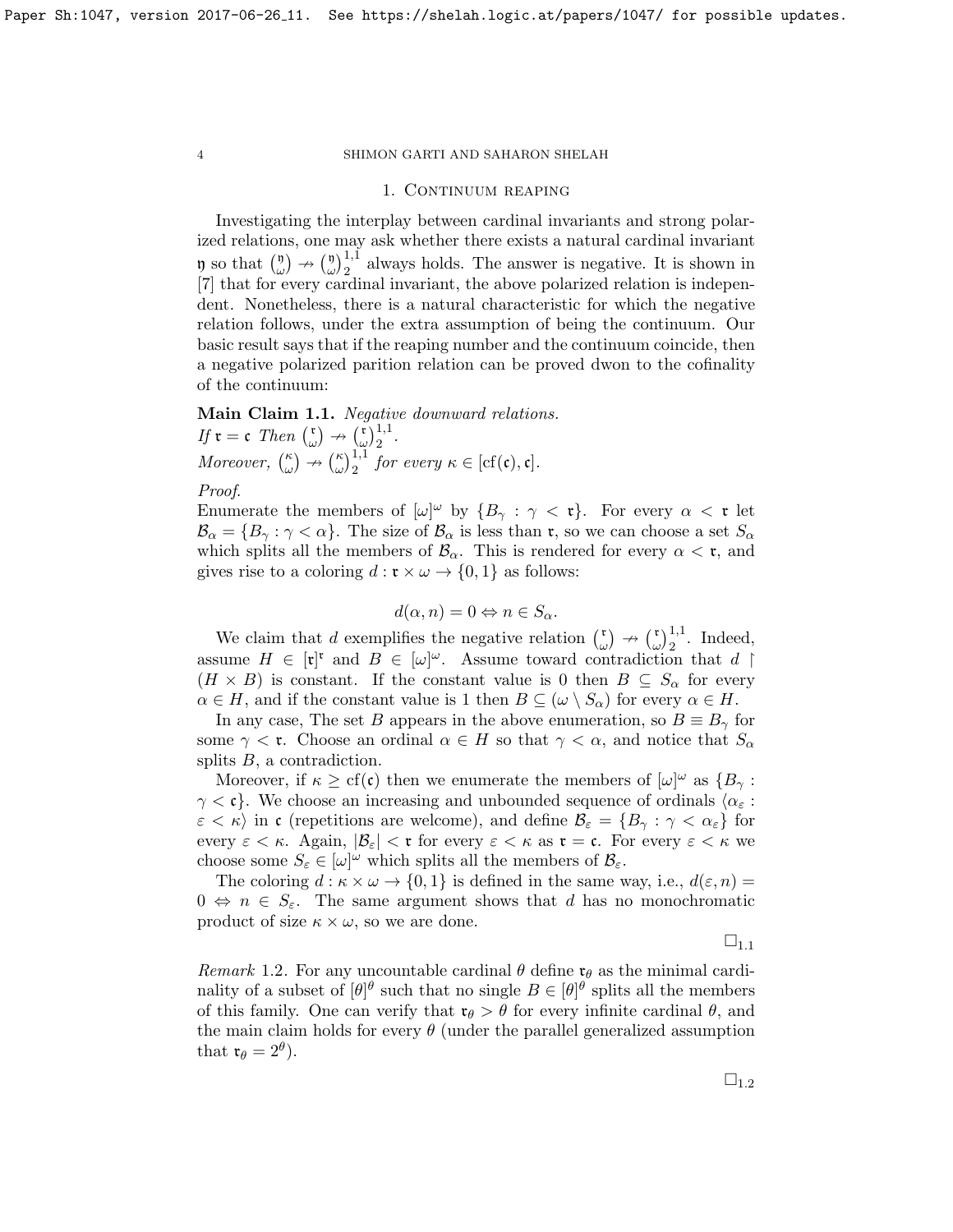## 1. Continuum reaping

Investigating the interplay between cardinal invariants and strong polarized relations, one may ask whether there exists a natural cardinal invariant $\mathfrak{y}$ so that $\binom{\mathfrak{y}}{\omega} \nrightarrow \binom{\mathfrak{y}}{\omega}^{1,1}_2$ always holds. The answer is negative. It is shown in [7] that for every cardinal invariant, the above polarized relation is independent. Nonetheless, there is a natural characteristic for which the negative relation follows, under the extra assumption of being the continuum. Our basic result says that if the reaping number and the continuum coincide, then a negative polarized parition relation can be proved dwon to the cofinality of the continuum:

**Main Claim 1.1.** *Negative downward relations.*
*If $\mathfrak{r} = \mathfrak{c}$ Then $\binom{\mathfrak{r}}{\omega} \nrightarrow \binom{\mathfrak{r}}{\omega}^{1,1}_2$.*
*Moreover, $\binom{\kappa}{\omega} \nrightarrow \binom{\kappa}{\omega}^{1,1}_2$ for every $\kappa \in [\mathrm{cf}(\mathfrak{c}), \mathfrak{c}]$.*

*Proof.*
Enumerate the members of $[\omega]^\omega$ by $\{B_\gamma : \gamma < \mathfrak{r}\}$. For every $\alpha < \mathfrak{r}$ let $\mathcal{B}_\alpha = \{B_\gamma : \gamma < \alpha\}$. The size of $\mathcal{B}_\alpha$ is less than $\mathfrak{r}$, so we can choose a set $S_\alpha$ which splits all the members of $\mathcal{B}_\alpha$. This is rendered for every $\alpha < \mathfrak{r}$, and gives rise to a coloring $d : \mathfrak{r} \times \omega \to \{0, 1\}$ as follows:

$$d(\alpha, n) = 0 \Leftrightarrow n \in S_\alpha.$$

We claim that $d$ exemplifies the negative relation $\binom{\mathfrak{r}}{\omega} \nrightarrow \binom{\mathfrak{r}}{\omega}^{1,1}_2$. Indeed, assume $H \in [\mathfrak{r}]^{\mathfrak{r}}$ and $B \in [\omega]^\omega$. Assume toward contradiction that $d \restriction (H \times B)$ is constant. If the constant value is 0 then $B \subseteq S_\alpha$ for every $\alpha \in H$, and if the constant value is 1 then $B \subseteq (\omega \setminus S_\alpha)$ for every $\alpha \in H$.

In any case, The set $B$ appears in the above enumeration, so $B \equiv B_\gamma$ for some $\gamma < \mathfrak{r}$. Choose an ordinal $\alpha \in H$ so that $\gamma < \alpha$, and notice that $S_\alpha$ splits $B$, a contradiction.

Moreover, if $\kappa \geq \mathrm{cf}(\mathfrak{c})$ then we enumerate the members of $[\omega]^\omega$ as $\{B_\gamma : \gamma < \mathfrak{c}\}$. We choose an increasing and unbounded sequence of ordinals $\langle \alpha_\varepsilon : \varepsilon < \kappa \rangle$ in $\mathfrak{c}$ (repetitions are welcome), and define $\mathcal{B}_\varepsilon = \{B_\gamma : \gamma < \alpha_\varepsilon\}$ for every $\varepsilon < \kappa$. Again, $|\mathcal{B}_\varepsilon| < \mathfrak{r}$ for every $\varepsilon < \kappa$ as $\mathfrak{r} = \mathfrak{c}$. For every $\varepsilon < \kappa$ we choose some $S_\varepsilon \in [\omega]^\omega$ which splits all the members of $\mathcal{B}_\varepsilon$.

The coloring $d : \kappa \times \omega \to \{0, 1\}$ is defined in the same way, i.e., $d(\varepsilon, n) = 0 \Leftrightarrow n \in S_\varepsilon$. The same argument shows that $d$ has no monochromatic product of size $\kappa \times \omega$, so we are done.

$\square_{1.1}$

*Remark* 1.2. For any uncountable cardinal $\theta$ define $\mathfrak{r}_\theta$ as the minimal cardinality of a subset of $[\theta]^\theta$ such that no single $B \in [\theta]^\theta$ splits all the members of this family. One can verify that $\mathfrak{r}_\theta > \theta$ for every infinite cardinal $\theta$, and the main claim holds for every $\theta$ (under the parallel generalized assumption that $\mathfrak{r}_\theta = 2^\theta$).

$\square_{1.2}$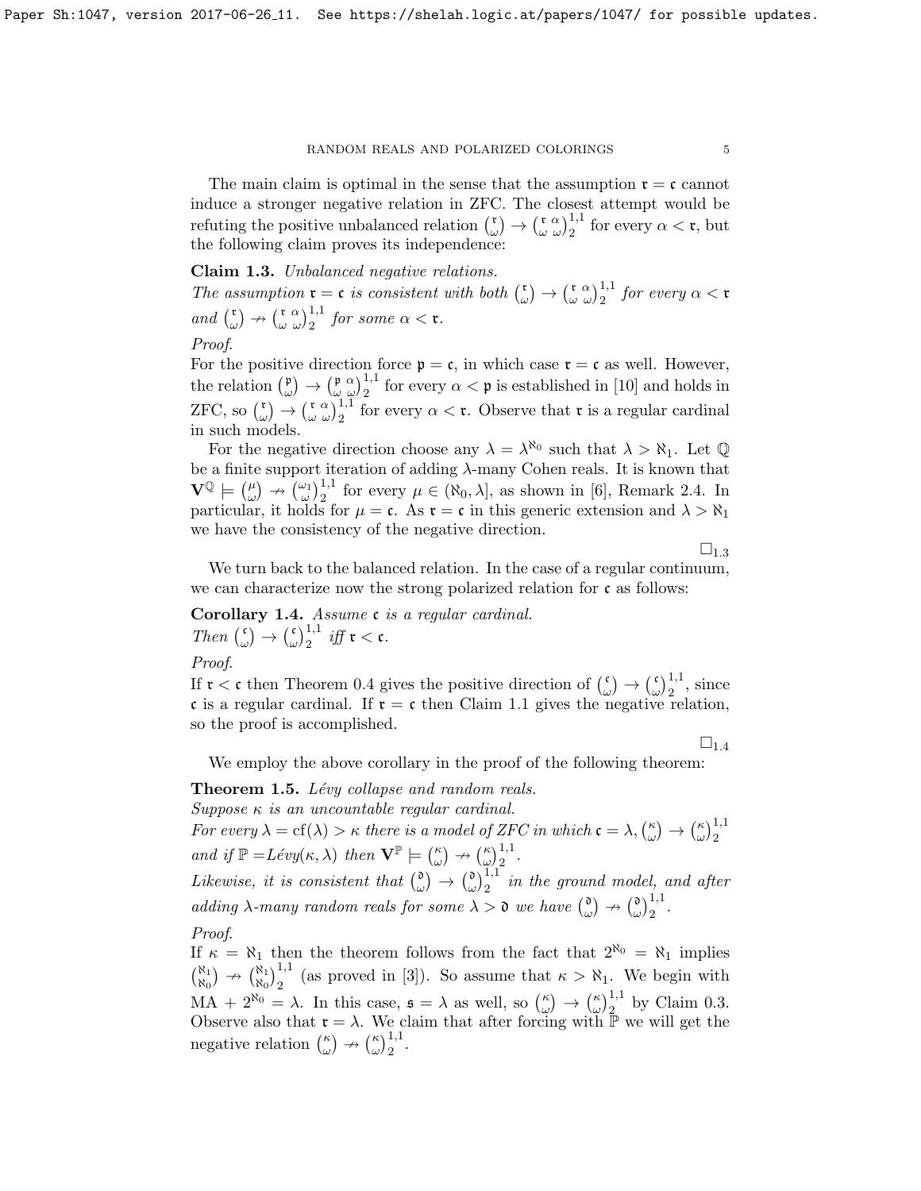The main claim is optimal in the sense that the assumption $\mathfrak{r} = \mathfrak{c}$ cannot induce a stronger negative relation in ZFC. The closest attempt would be refuting the positive unbalanced relation $\binom{\mathfrak{r}}{\omega} \to \binom{\mathfrak{r}\ \alpha}{\omega\ \omega}^{1,1}_2$ for every $\alpha < \mathfrak{r}$, but the following claim proves its independence:

**Claim 1.3.** *Unbalanced negative relations.*
*The assumption $\mathfrak{r} = \mathfrak{c}$ is consistent with both $\binom{\mathfrak{r}}{\omega} \to \binom{\mathfrak{r}\ \alpha}{\omega\ \omega}^{1,1}_2$ for every $\alpha < \mathfrak{r}$ and $\binom{\mathfrak{r}}{\omega} \nrightarrow \binom{\mathfrak{r}\ \alpha}{\omega\ \omega}^{1,1}_2$ for some $\alpha < \mathfrak{r}$.*

*Proof.*
For the positive direction force $\mathfrak{p} = \mathfrak{c}$, in which case $\mathfrak{r} = \mathfrak{c}$ as well. However, the relation $\binom{\mathfrak{p}}{\omega} \to \binom{\mathfrak{p}\ \alpha}{\omega\ \omega}^{1,1}_2$ for every $\alpha < \mathfrak{p}$ is established in [10] and holds in ZFC, so $\binom{\mathfrak{r}}{\omega} \to \binom{\mathfrak{r}\ \alpha}{\omega\ \omega}^{1,1}_2$ for every $\alpha < \mathfrak{r}$. Observe that $\mathfrak{r}$ is a regular cardinal in such models.

For the negative direction choose any $\lambda = \lambda^{\aleph_0}$ such that $\lambda > \aleph_1$. Let $\mathbb{Q}$ be a finite support iteration of adding $\lambda$-many Cohen reals. It is known that $\mathbf{V}^{\mathbb{Q}} \models \binom{\mu}{\omega} \nrightarrow \binom{\omega_1}{\omega}^{1,1}_2$ for every $\mu \in (\aleph_0, \lambda]$, as shown in [6], Remark 2.4. In particular, it holds for $\mu = \mathfrak{c}$. As $\mathfrak{r} = \mathfrak{c}$ in this generic extension and $\lambda > \aleph_1$ we have the consistency of the negative direction.

$\square_{1.3}$

We turn back to the balanced relation. In the case of a regular continuum, we can characterize now the strong polarized relation for $\mathfrak{c}$ as follows:

**Corollary 1.4.** *Assume $\mathfrak{c}$ is a regular cardinal.*
*Then $\binom{\mathfrak{c}}{\omega} \to \binom{\mathfrak{c}}{\omega}^{1,1}_2$ iff $\mathfrak{r} < \mathfrak{c}$.*

*Proof.*
If $\mathfrak{r} < \mathfrak{c}$ then Theorem 0.4 gives the positive direction of $\binom{\mathfrak{c}}{\omega} \to \binom{\mathfrak{c}}{\omega}^{1,1}_2$, since $\mathfrak{c}$ is a regular cardinal. If $\mathfrak{r} = \mathfrak{c}$ then Claim 1.1 gives the negative relation, so the proof is accomplished.

$\square_{1.4}$

We employ the above corollary in the proof of the following theorem:

**Theorem 1.5.** *Lévy collapse and random reals.*
*Suppose $\kappa$ is an uncountable regular cardinal.*
*For every $\lambda = \mathrm{cf}(\lambda) > \kappa$ there is a model of ZFC in which $\mathfrak{c} = \lambda$, $\binom{\kappa}{\omega} \to \binom{\kappa}{\omega}^{1,1}_2$ and if $\mathbb{P} =$Lévy$(\kappa, \lambda)$ then $\mathbf{V}^{\mathbb{P}} \models \binom{\kappa}{\omega} \nrightarrow \binom{\kappa}{\omega}^{1,1}_2$.*
*Likewise, it is consistent that $\binom{\mathfrak{d}}{\omega} \to \binom{\mathfrak{d}}{\omega}^{1,1}_2$ in the ground model, and after adding $\lambda$-many random reals for some $\lambda > \mathfrak{d}$ we have $\binom{\mathfrak{d}}{\omega} \nrightarrow \binom{\mathfrak{d}}{\omega}^{1,1}_2$.*

*Proof.*
If $\kappa = \aleph_1$ then the theorem follows from the fact that $2^{\aleph_0} = \aleph_1$ implies $\binom{\aleph_1}{\aleph_0} \nrightarrow \binom{\aleph_1}{\aleph_0}^{1,1}_2$ (as proved in [3]). So assume that $\kappa > \aleph_1$. We begin with MA + $2^{\aleph_0} = \lambda$. In this case, $\mathfrak{s} = \lambda$ as well, so $\binom{\kappa}{\omega} \to \binom{\kappa}{\omega}^{1,1}_2$ by Claim 0.3. Observe also that $\mathfrak{r} = \lambda$. We claim that after forcing with $\mathbb{P}$ we will get the negative relation $\binom{\kappa}{\omega} \nrightarrow \binom{\kappa}{\omega}^{1,1}_2$.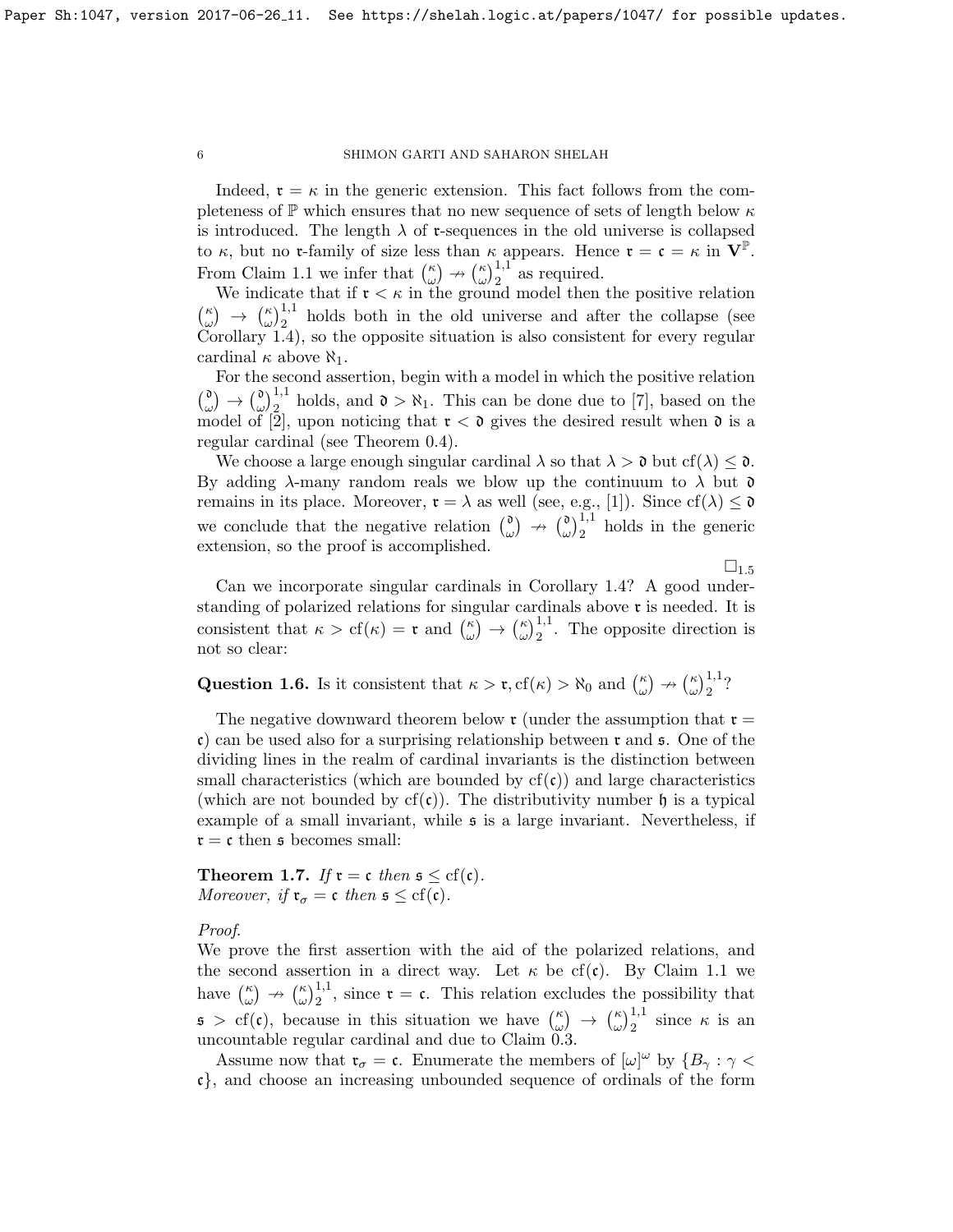Indeed, $\mathfrak{r} = \kappa$ in the generic extension. This fact follows from the completeness of $\mathbb{P}$ which ensures that no new sequence of sets of length below $\kappa$ is introduced. The length $\lambda$ of $\mathfrak{r}$-sequences in the old universe is collapsed to $\kappa$, but no $\mathfrak{r}$-family of size less than $\kappa$ appears. Hence $\mathfrak{r} = \mathfrak{c} = \kappa$ in $\mathbf{V}^{\mathbb{P}}$. From Claim 1.1 we infer that $\binom{\kappa}{\omega} \nrightarrow \binom{\kappa}{\omega}^{1,1}_2$ as required.

We indicate that if $\mathfrak{r} < \kappa$ in the ground model then the positive relation $\binom{\kappa}{\omega} \rightarrow \binom{\kappa}{\omega}^{1,1}_2$ holds both in the old universe and after the collapse (see Corollary 1.4), so the opposite situation is also consistent for every regular cardinal $\kappa$ above $\aleph_1$.

For the second assertion, begin with a model in which the positive relation $\binom{\mathfrak{d}}{\omega} \rightarrow \binom{\mathfrak{d}}{\omega}^{1,1}_2$ holds, and $\mathfrak{d} > \aleph_1$. This can be done due to [7], based on the model of [2], upon noticing that $\mathfrak{r} < \mathfrak{d}$ gives the desired result when $\mathfrak{d}$ is a regular cardinal (see Theorem 0.4).

We choose a large enough singular cardinal $\lambda$ so that $\lambda > \mathfrak{d}$ but $\mathrm{cf}(\lambda) \leq \mathfrak{d}$. By adding $\lambda$-many random reals we blow up the continuum to $\lambda$ but $\mathfrak{d}$ remains in its place. Moreover, $\mathfrak{r} = \lambda$ as well (see, e.g., [1]). Since $\mathrm{cf}(\lambda) \leq \mathfrak{d}$ we conclude that the negative relation $\binom{\mathfrak{d}}{\omega} \nrightarrow \binom{\mathfrak{d}}{\omega}^{1,1}_2$ holds in the generic extension, so the proof is accomplished.

$\square_{1.5}$

Can we incorporate singular cardinals in Corollary 1.4? A good understanding of polarized relations for singular cardinals above $\mathfrak{r}$ is needed. It is consistent that $\kappa > \mathrm{cf}(\kappa) = \mathfrak{r}$ and $\binom{\kappa}{\omega} \rightarrow \binom{\kappa}{\omega}^{1,1}_2$. The opposite direction is not so clear:

**Question 1.6.** Is it consistent that $\kappa > \mathfrak{r}, \mathrm{cf}(\kappa) > \aleph_0$ and $\binom{\kappa}{\omega} \nrightarrow \binom{\kappa}{\omega}^{1,1}_2$?

The negative downward theorem below $\mathfrak{r}$ (under the assumption that $\mathfrak{r} = \mathfrak{c}$) can be used also for a surprising relationship between $\mathfrak{r}$ and $\mathfrak{s}$. One of the dividing lines in the realm of cardinal invariants is the distinction between small characteristics (which are bounded by $\mathrm{cf}(\mathfrak{c})$) and large characteristics (which are not bounded by $\mathrm{cf}(\mathfrak{c})$). The distributivity number $\mathfrak{h}$ is a typical example of a small invariant, while $\mathfrak{s}$ is a large invariant. Nevertheless, if $\mathfrak{r} = \mathfrak{c}$ then $\mathfrak{s}$ becomes small:

**Theorem 1.7.** *If $\mathfrak{r} = \mathfrak{c}$ then $\mathfrak{s} \leq \mathrm{cf}(\mathfrak{c})$.*
*Moreover, if $\mathfrak{r}_\sigma = \mathfrak{c}$ then $\mathfrak{s} \leq \mathrm{cf}(\mathfrak{c})$.*

*Proof.*
We prove the first assertion with the aid of the polarized relations, and the second assertion in a direct way. Let $\kappa$ be $\mathrm{cf}(\mathfrak{c})$. By Claim 1.1 we have $\binom{\kappa}{\omega} \nrightarrow \binom{\kappa}{\omega}^{1,1}_2$, since $\mathfrak{r} = \mathfrak{c}$. This relation excludes the possibility that $\mathfrak{s} > \mathrm{cf}(\mathfrak{c})$, because in this situation we have $\binom{\kappa}{\omega} \rightarrow \binom{\kappa}{\omega}^{1,1}_2$ since $\kappa$ is an uncountable regular cardinal and due to Claim 0.3.

Assume now that $\mathfrak{r}_\sigma = \mathfrak{c}$. Enumerate the members of $[\omega]^\omega$ by $\{B_\gamma : \gamma < \mathfrak{c}\}$, and choose an increasing unbounded sequence of ordinals of the form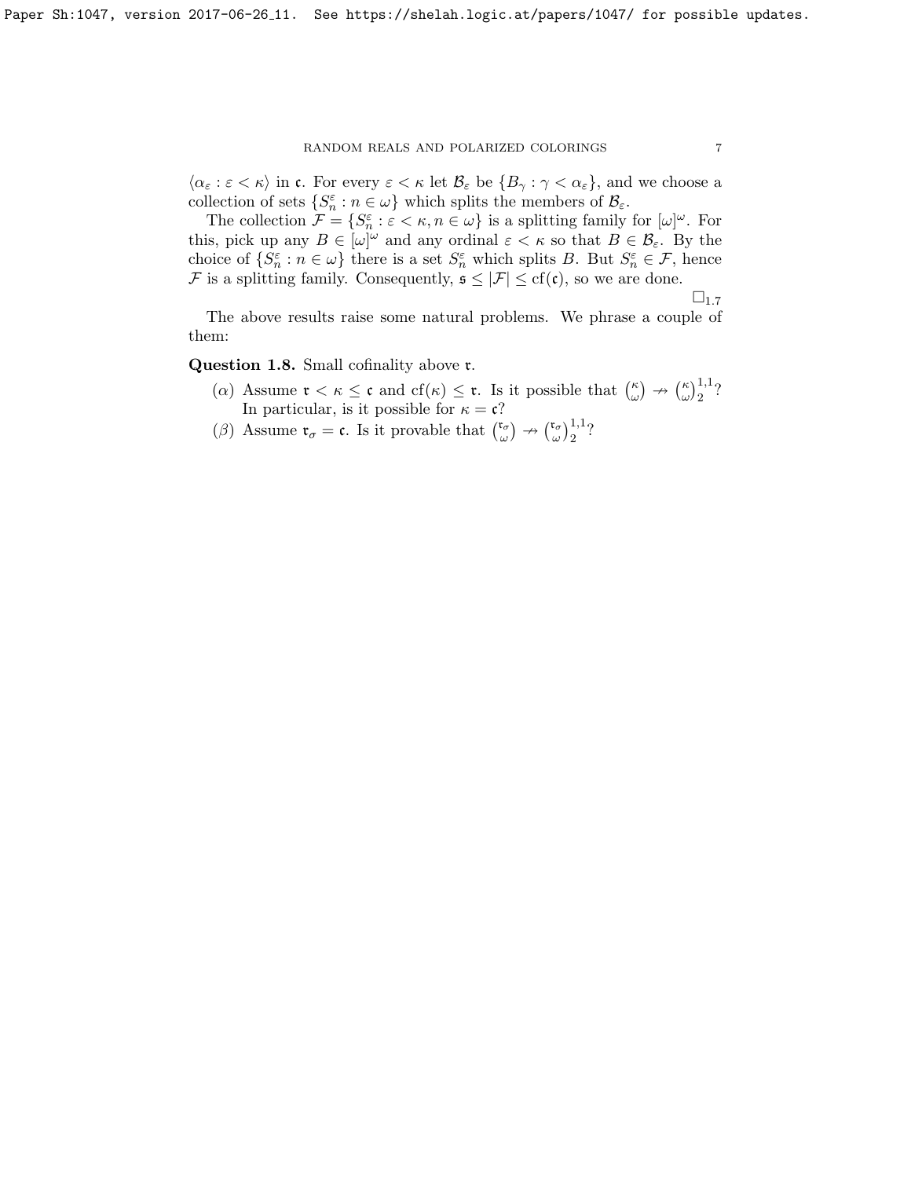$\langle \alpha_\varepsilon : \varepsilon < \kappa \rangle$ in $\mathfrak{c}$. For every $\varepsilon < \kappa$ let $\mathcal{B}_\varepsilon$ be $\{B_\gamma : \gamma < \alpha_\varepsilon\}$, and we choose a collection of sets $\{S^\varepsilon_n : n \in \omega\}$ which splits the members of $\mathcal{B}_\varepsilon$.

The collection $\mathcal{F} = \{S^\varepsilon_n : \varepsilon < \kappa, n \in \omega\}$ is a splitting family for $[\omega]^\omega$. For this, pick up any $B \in [\omega]^\omega$ and any ordinal $\varepsilon < \kappa$ so that $B \in \mathcal{B}_\varepsilon$. By the choice of $\{S^\varepsilon_n : n \in \omega\}$ there is a set $S^\varepsilon_n$ which splits $B$. But $S^\varepsilon_n \in \mathcal{F}$, hence $\mathcal{F}$ is a splitting family. Consequently, $\mathfrak{s} \leq |\mathcal{F}| \leq \mathrm{cf}(\mathfrak{c})$, so we are done.

$\square_{1.7}$

The above results raise some natural problems. We phrase a couple of them:

**Question 1.8.** Small cofinality above $\mathfrak{r}$.

- ($\alpha$) Assume $\mathfrak{r} < \kappa \leq \mathfrak{c}$ and $\mathrm{cf}(\kappa) \leq \mathfrak{r}$. Is it possible that $\binom{\kappa}{\omega} \nrightarrow \binom{\kappa}{\omega}^{1,1}_2$? In particular, is it possible for $\kappa = \mathfrak{c}$?
- ($\beta$) Assume $\mathfrak{r}_\sigma = \mathfrak{c}$. Is it provable that $\binom{\mathfrak{r}_\sigma}{\omega} \nrightarrow \binom{\mathfrak{r}_\sigma}{\omega}^{1,1}_2$?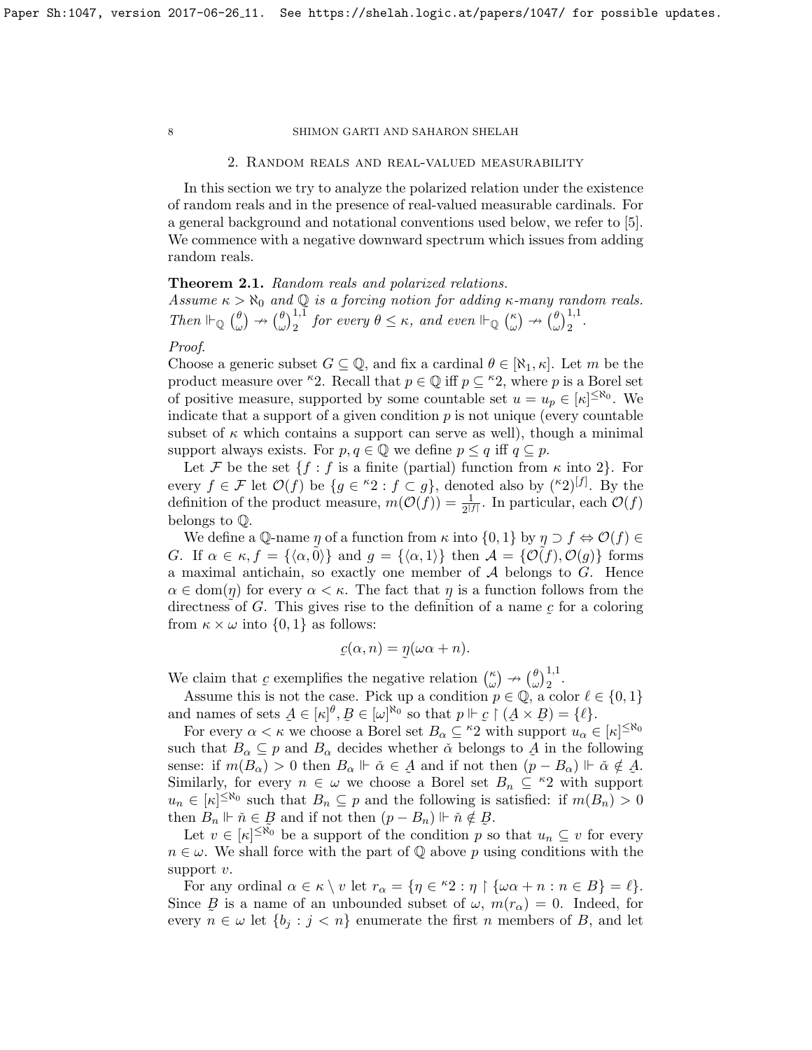## 2. Random reals and real-valued measurability

In this section we try to analyze the polarized relation under the existence of random reals and in the presence of real-valued measurable cardinals. For a general background and notational conventions used below, we refer to [5]. We commence with a negative downward spectrum which issues from adding random reals.

**Theorem 2.1.** *Random reals and polarized relations.*
*Assume $\kappa > \aleph_0$ and $\mathbb{Q}$ is a forcing notion for adding $\kappa$-many random reals. Then $\Vdash_{\mathbb{Q}} \binom{\theta}{\omega} \nrightarrow \binom{\theta}{\omega}^{1,1}_2$ for every $\theta \leq \kappa$, and even $\Vdash_{\mathbb{Q}} \binom{\kappa}{\omega} \nrightarrow \binom{\theta}{\omega}^{1,1}_2$.*

*Proof.*
Choose a generic subset $G \subseteq \mathbb{Q}$, and fix a cardinal $\theta \in [\aleph_1, \kappa]$. Let $m$ be the product measure over ${}^\kappa 2$. Recall that $p \in \mathbb{Q}$ iff $p \subseteq {}^\kappa 2$, where $p$ is a Borel set of positive measure, supported by some countable set $u = u_p \in [\kappa]^{\leq\aleph_0}$. We indicate that a support of a given condition $p$ is not unique (every countable subset of $\kappa$ which contains a support can serve as well), though a minimal support always exists. For $p, q \in \mathbb{Q}$ we define $p \leq q$ iff $q \subseteq p$.

Let $\mathcal{F}$ be the set $\{f : f \text{ is a finite (partial) function from } \kappa \text{ into } 2\}$. For every $f \in \mathcal{F}$ let $\mathcal{O}(f)$ be $\{g \in {}^\kappa 2 : f \subset g\}$, denoted also by $({}^\kappa 2)^{[f]}$. By the definition of the product measure, $m(\mathcal{O}(f)) = \frac{1}{2^{|f|}}$. In particular, each $\mathcal{O}(f)$ belongs to $\mathbb{Q}$.

We define a $\mathbb{Q}$-name $\underset{\sim}{\eta}$ of a function from $\kappa$ into $\{0,1\}$ by $\underset{\sim}{\eta} \supset f \Leftrightarrow \mathcal{O}(f) \in \underset{\sim}{G}$. If $\alpha \in \kappa$, $f = \{\langle \alpha, 0 \rangle\}$ and $g = \{\langle \alpha, 1 \rangle\}$ then $\mathcal{A} = \{\mathcal{O}(f), \mathcal{O}(g)\}$ forms a maximal antichain, so exactly one member of $\mathcal{A}$ belongs to $G$. Hence $\alpha \in \mathrm{dom}(\eta)$ for every $\alpha < \kappa$. The fact that $\eta$ is a function follows from the directness of $G$. This gives rise to the definition of a name $\underset{\sim}{c}$ for a coloring from $\kappa \times \omega$ into $\{0,1\}$ as follows:

$$\underset{\sim}{c}(\alpha, n) = \underset{\sim}{\eta}(\omega\alpha + n).$$

We claim that $\underset{\sim}{c}$ exemplifies the negative relation $\binom{\kappa}{\omega} \nrightarrow \binom{\theta}{\omega}^{1,1}_2$.

Assume this is not the case. Pick up a condition $p \in \mathbb{Q}$, a color $\ell \in \{0,1\}$ and names of sets $\underset{\sim}{A} \in [\kappa]^\theta$, $\underset{\sim}{B} \in [\omega]^{\aleph_0}$ so that $p \Vdash \underset{\sim}{c} \upharpoonright (\underset{\sim}{A} \times \underset{\sim}{B}) = \{\ell\}$.

For every $\alpha < \kappa$ we choose a Borel set $B_\alpha \subseteq {}^\kappa 2$ with support $u_\alpha \in [\kappa]^{\leq\aleph_0}$ such that $B_\alpha \subseteq p$ and $B_\alpha$ decides whether $\check{\alpha}$ belongs to $\underset{\sim}{A}$ in the following sense: if $m(B_\alpha) > 0$ then $B_\alpha \Vdash \check{\alpha} \in \underset{\sim}{A}$ and if not then $(p - B_\alpha) \Vdash \check{\alpha} \notin \underset{\sim}{A}$. Similarly, for every $n \in \omega$ we choose a Borel set $B_n \subseteq {}^\kappa 2$ with support $u_n \in [\kappa]^{\leq\aleph_0}$ such that $B_n \subseteq p$ and the following is satisfied: if $m(B_n) > 0$ then $B_n \Vdash \check{n} \in \underset{\sim}{B}$ and if not then $(p - B_n) \Vdash \check{n} \notin \underset{\sim}{B}$.

Let $v \in [\kappa]^{\leq\aleph_0}$ be a support of the condition $p$ so that $u_n \subseteq v$ for every $n \in \omega$. We shall force with the part of $\mathbb{Q}$ above $p$ using conditions with the support $v$.

For any ordinal $\alpha \in \kappa \setminus v$ let $r_\alpha = \{\eta \in {}^\kappa 2 : \eta \upharpoonright \{\omega\alpha + n : n \in B\} = \ell\}$. Since $\underset{\sim}{B}$ is a name of an unbounded subset of $\omega$, $m(r_\alpha) = 0$. Indeed, for every $n \in \omega$ let $\{b_j : j < n\}$ enumerate the first $n$ members of $B$, and let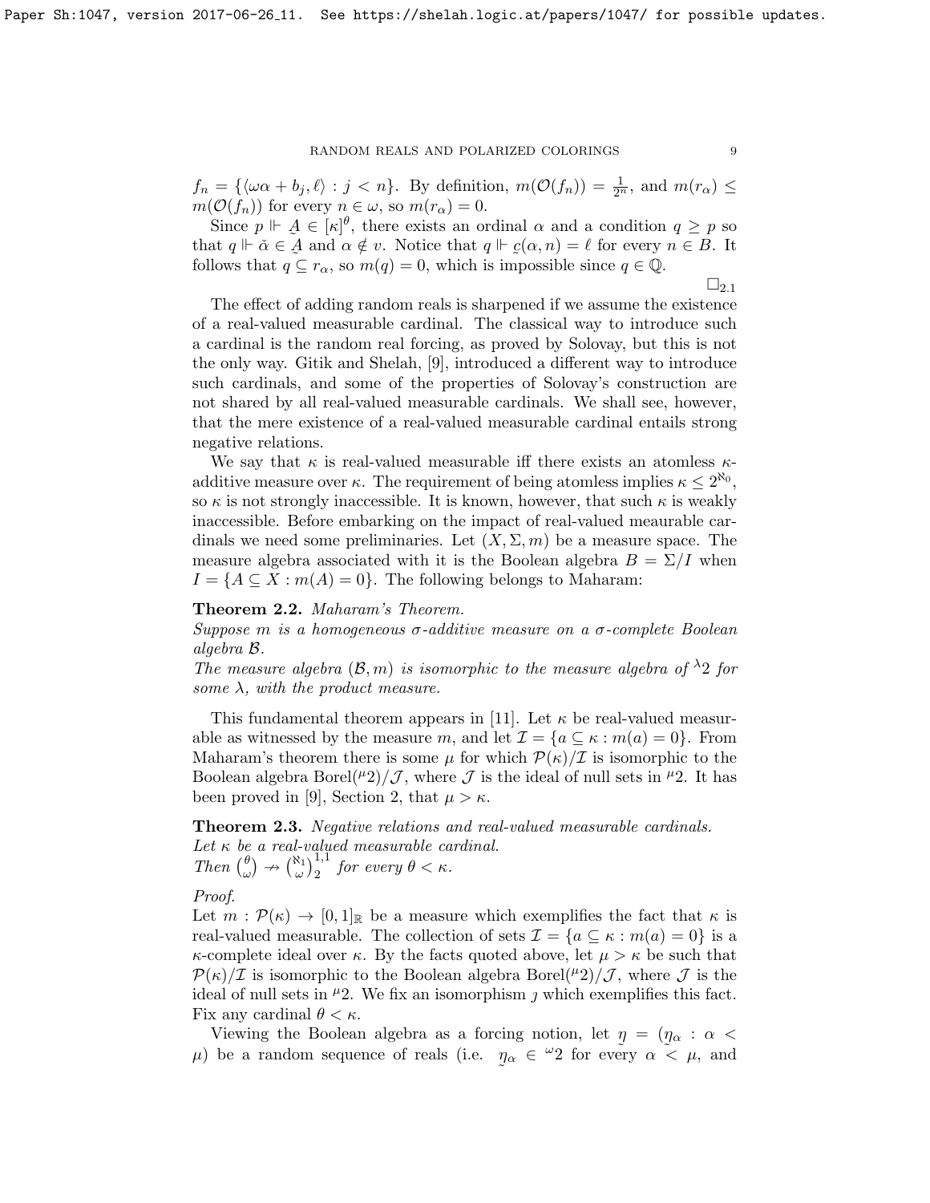$f_n = \{\langle \omega\alpha + b_j, \ell\rangle : j < n\}$. By definition, $m(\mathcal{O}(f_n)) = \frac{1}{2^n}$, and $m(r_\alpha) \leq m(\mathcal{O}(f_n))$ for every $n \in \omega$, so $m(r_\alpha) = 0$.

Since $p \Vdash \underset{\sim}{A} \in [\kappa]^\theta$, there exists an ordinal $\alpha$ and a condition $q \geq p$ so that $q \Vdash \check{\alpha} \in \underset{\sim}{A}$ and $\alpha \notin v$. Notice that $q \Vdash \underset{\sim}{c}(\alpha, n) = \ell$ for every $n \in B$. It follows that $q \subseteq r_\alpha$, so $m(q) = 0$, which is impossible since $q \in \mathbb{Q}$.

$\square_{2.1}$

The effect of adding random reals is sharpened if we assume the existence of a real-valued measurable cardinal. The classical way to introduce such a cardinal is the random real forcing, as proved by Solovay, but this is not the only way. Gitik and Shelah, [9], introduced a different way to introduce such cardinals, and some of the properties of Solovay's construction are not shared by all real-valued measurable cardinals. We shall see, however, that the mere existence of a real-valued measurable cardinal entails strong negative relations.

We say that $\kappa$ is real-valued measurable iff there exists an atomless $\kappa$-additive measure over $\kappa$. The requirement of being atomless implies $\kappa \leq 2^{\aleph_0}$, so $\kappa$ is not strongly inaccessible. It is known, however, that such $\kappa$ is weakly inaccessible. Before embarking on the impact of real-valued measurable cardinals we need some preliminaries. Let $(X, \Sigma, m)$ be a measure space. The measure algebra associated with it is the Boolean algebra $B = \Sigma / I$ when $I = \{A \subseteq X : m(A) = 0\}$. The following belongs to Maharam:

**Theorem 2.2.** *Maharam's Theorem.*
*Suppose $m$ is a homogeneous $\sigma$-additive measure on a $\sigma$-complete Boolean algebra $\mathcal{B}$.*
*The measure algebra $(\mathcal{B}, m)$ is isomorphic to the measure algebra of ${}^\lambda 2$ for some $\lambda$, with the product measure.*

This fundamental theorem appears in [11]. Let $\kappa$ be real-valued measurable as witnessed by the measure $m$, and let $\mathcal{I} = \{a \subseteq \kappa : m(a) = 0\}$. From Maharam's theorem there is some $\mu$ for which $\mathcal{P}(\kappa)/\mathcal{I}$ is isomorphic to the Boolean algebra $\text{Borel}({}^\mu 2)/\mathcal{J}$, where $\mathcal{J}$ is the ideal of null sets in ${}^\mu 2$. It has been proved in [9], Section 2, that $\mu > \kappa$.

**Theorem 2.3.** *Negative relations and real-valued measurable cardinals.*
*Let $\kappa$ be a real-valued measurable cardinal.*
*Then $\binom{\theta}{\omega} \nrightarrow \binom{\aleph_1}{\omega}^{1,1}_2$ for every $\theta < \kappa$.*

*Proof.*
Let $m : \mathcal{P}(\kappa) \to [0,1]_{\mathbb{R}}$ be a measure which exemplifies the fact that $\kappa$ is real-valued measurable. The collection of sets $\mathcal{I} = \{a \subseteq \kappa : m(a) = 0\}$ is a $\kappa$-complete ideal over $\kappa$. By the facts quoted above, let $\mu > \kappa$ be such that $\mathcal{P}(\kappa)/\mathcal{I}$ is isomorphic to the Boolean algebra $\text{Borel}({}^\mu 2)/\mathcal{J}$, where $\mathcal{J}$ is the ideal of null sets in ${}^\mu 2$. We fix an isomorphism $\jmath$ which exemplifies this fact. Fix any cardinal $\theta < \kappa$.

Viewing the Boolean algebra as a forcing notion, let $\underset{\sim}{\eta} = (\underset{\sim}{\eta}_\alpha : \alpha < \mu)$ be a random sequence of reals (i.e. $\underset{\sim}{\eta}_\alpha \in {}^\omega 2$ for every $\alpha < \mu$, and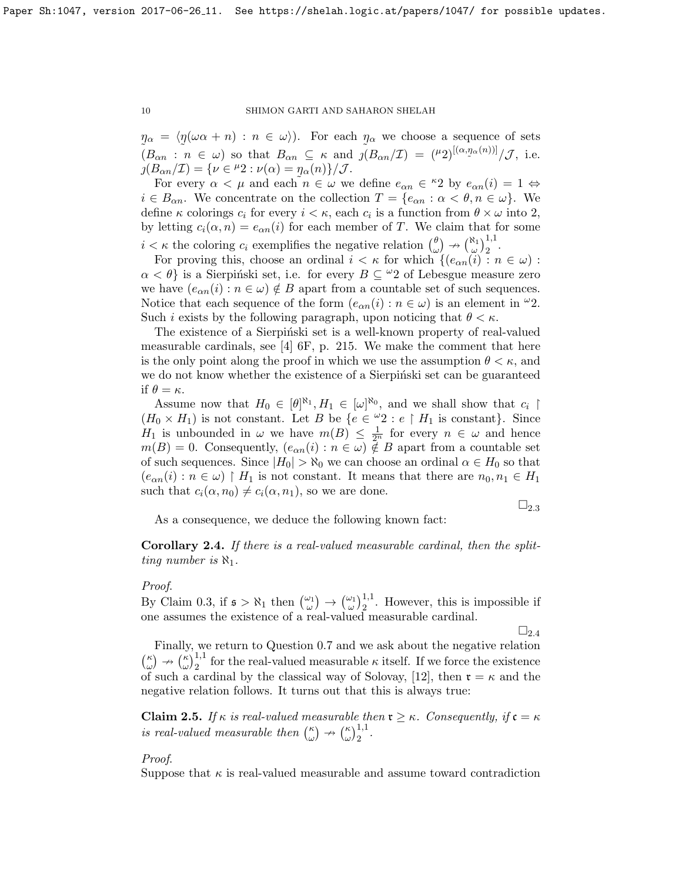$\underset{\sim}{\eta}_\alpha = \langle \underset{\sim}{\eta}(\omega\alpha + n) : n \in \omega\rangle$). For each $\underset{\sim}{\eta}_\alpha$ we choose a sequence of sets $(B_{\alpha n} : n \in \omega)$ so that $B_{\alpha n} \subseteq \kappa$ and $\jmath(B_{\alpha n}/\mathcal{I}) = ({}^\mu 2)^{[(\alpha, \underset{\sim}{\eta}_\alpha(n))]}/\mathcal{J}$, i.e. $\jmath(B_{\alpha n}/\mathcal{I}) = \{\nu \in {}^\mu 2 : \nu(\alpha) = \underset{\sim}{\eta}_\alpha(n)\}/\mathcal{J}$.

For every $\alpha < \mu$ and each $n \in \omega$ we define $e_{\alpha n} \in {}^\kappa 2$ by $e_{\alpha n}(i) = 1 \Leftrightarrow i \in B_{\alpha n}$. We concentrate on the collection $T = \{e_{\alpha n} : \alpha < \theta, n \in \omega\}$. We define $\kappa$ colorings $c_i$ for every $i < \kappa$, each $c_i$ is a function from $\theta \times \omega$ into 2, by letting $c_i(\alpha, n) = e_{\alpha n}(i)$ for each member of $T$. We claim that for some $i < \kappa$ the coloring $c_i$ exemplifies the negative relation $\binom{\theta}{\omega} \nrightarrow \binom{\aleph_1}{\omega}^{1,1}_2$.

For proving this, choose an ordinal $i < \kappa$ for which $\{(e_{\alpha n}(i) : n \in \omega) : \alpha < \theta\}$ is a Sierpiński set, i.e. for every $B \subseteq {}^\omega 2$ of Lebesgue measure zero we have $(e_{\alpha n}(i) : n \in \omega) \notin B$ apart from a countable set of such sequences. Notice that each sequence of the form $(e_{\alpha n}(i) : n \in \omega)$ is an element in ${}^\omega 2$. Such $i$ exists by the following paragraph, upon noticing that $\theta < \kappa$.

The existence of a Sierpiński set is a well-known property of real-valued measurable cardinals, see [4] 6F, p. 215. We make the comment that here is the only point along the proof in which we use the assumption $\theta < \kappa$, and we do not know whether the existence of a Sierpiński set can be guaranteed if $\theta = \kappa$.

Assume now that $H_0 \in [\theta]^{\aleph_1}, H_1 \in [\omega]^{\aleph_0}$, and we shall show that $c_i \upharpoonright (H_0 \times H_1)$ is not constant. Let $B$ be $\{e \in {}^\omega 2 : e \upharpoonright H_1 \text{ is constant}\}$. Since $H_1$ is unbounded in $\omega$ we have $m(B) \leq \frac{1}{2^n}$ for every $n \in \omega$ and hence $m(B) = 0$. Consequently, $(e_{\alpha n}(i) : n \in \omega) \notin B$ apart from a countable set of such sequences. Since $|H_0| > \aleph_0$ we can choose an ordinal $\alpha \in H_0$ so that $(e_{\alpha n}(i) : n \in \omega) \upharpoonright H_1$ is not constant. It means that there are $n_0, n_1 \in H_1$ such that $c_i(\alpha, n_0) \neq c_i(\alpha, n_1)$, so we are done.

$\square_{2.3}$

As a consequence, we deduce the following known fact:

**Corollary 2.4.** *If there is a real-valued measurable cardinal, then the splitting number is $\aleph_1$.*

*Proof.*
By Claim 0.3, if $\mathfrak{s} > \aleph_1$ then $\binom{\omega_1}{\omega} \rightarrow \binom{\omega_1}{\omega}^{1,1}_2$. However, this is impossible if one assumes the existence of a real-valued measurable cardinal.

$\square_{2.4}$

Finally, we return to Question 0.7 and we ask about the negative relation $\binom{\kappa}{\omega} \nrightarrow \binom{\kappa}{\omega}^{1,1}_2$ for the real-valued measurable $\kappa$ itself. If we force the existence of such a cardinal by the classical way of Solovay, [12], then $\mathfrak{r} = \kappa$ and the negative relation follows. It turns out that this is always true:

**Claim 2.5.** *If $\kappa$ is real-valued measurable then $\mathfrak{r} \geq \kappa$. Consequently, if $\mathfrak{c} = \kappa$ is real-valued measurable then $\binom{\kappa}{\omega} \nrightarrow \binom{\kappa}{\omega}^{1,1}_2$.*

*Proof.*
Suppose that $\kappa$ is real-valued measurable and assume toward contradiction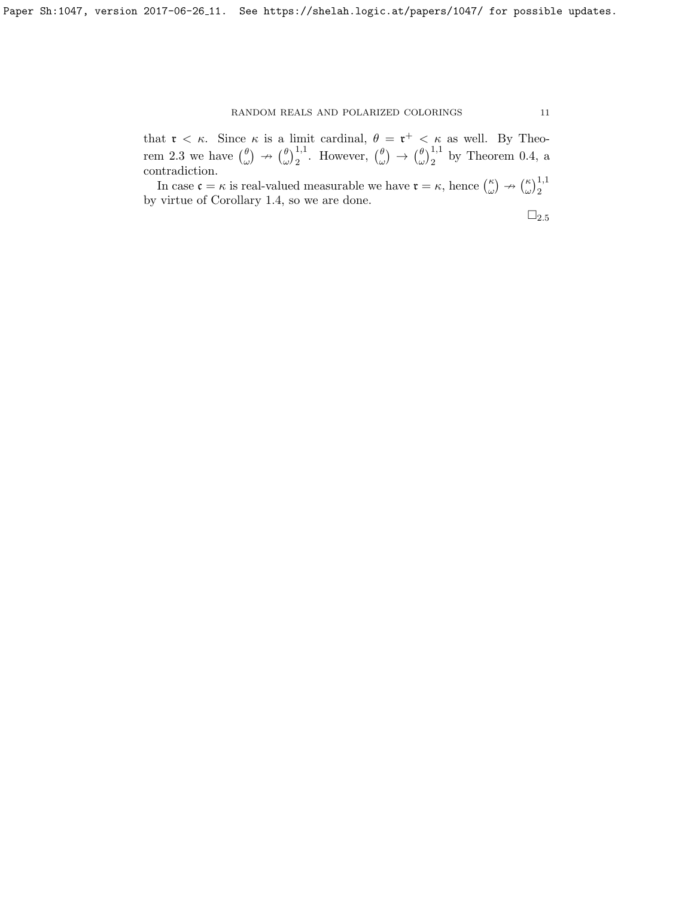that $\mathfrak{r} < \kappa$. Since $\kappa$ is a limit cardinal, $\theta = \mathfrak{r}^+ < \kappa$ as well. By Theorem 2.3 we have $\binom{\theta}{\omega} \nrightarrow \binom{\theta}{\omega}_2^{1,1}$. However, $\binom{\theta}{\omega} \to \binom{\theta}{\omega}_2^{1,1}$ by Theorem 0.4, a contradiction.

In case $\mathfrak{c} = \kappa$ is real-valued measurable we have $\mathfrak{r} = \kappa$, hence $\binom{\kappa}{\omega} \nrightarrow \binom{\kappa}{\omega}_2^{1,1}$ by virtue of Corollary 1.4, so we are done.

$\square_{2.5}$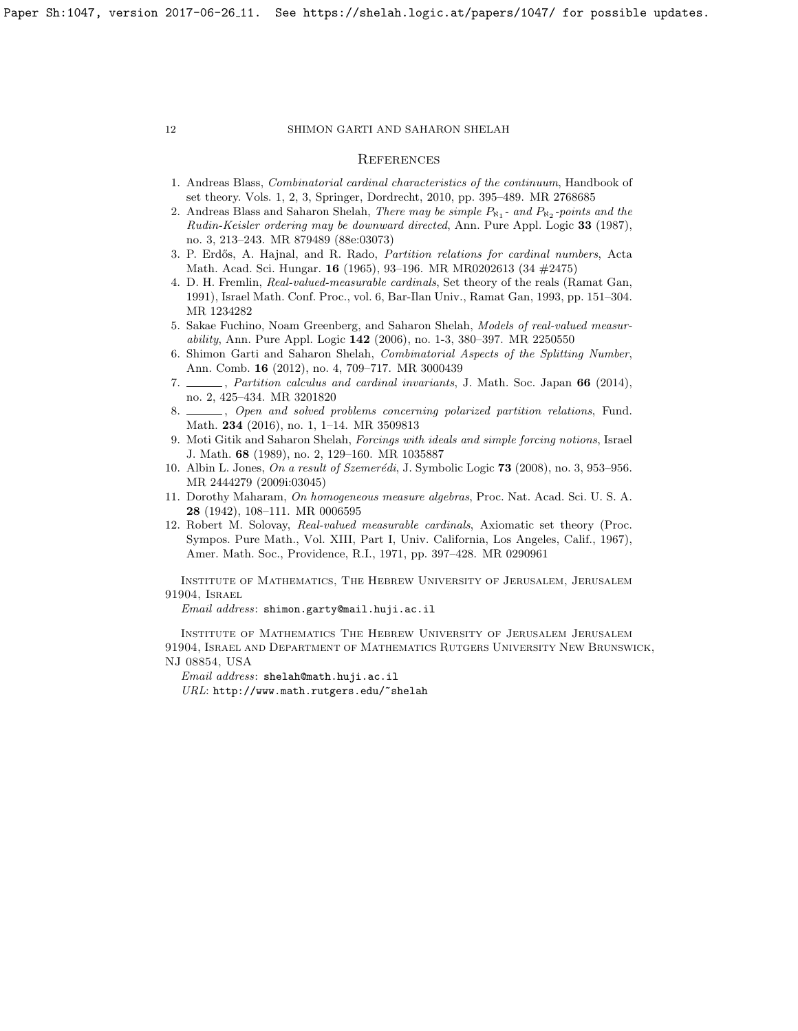## References

1. Andreas Blass, *Combinatorial cardinal characteristics of the continuum*, Handbook of set theory. Vols. 1, 2, 3, Springer, Dordrecht, 2010, pp. 395–489. MR 2768685
2. Andreas Blass and Saharon Shelah, *There may be simple $P_{\aleph_1}$- and $P_{\aleph_2}$-points and the Rudin-Keisler ordering may be downward directed*, Ann. Pure Appl. Logic **33** (1987), no. 3, 213–243. MR 879489 (88e:03073)
3. P. Erdős, A. Hajnal, and R. Rado, *Partition relations for cardinal numbers*, Acta Math. Acad. Sci. Hungar. **16** (1965), 93–196. MR MR0202613 (34 #2475)
4. D. H. Fremlin, *Real-valued-measurable cardinals*, Set theory of the reals (Ramat Gan, 1991), Israel Math. Conf. Proc., vol. 6, Bar-Ilan Univ., Ramat Gan, 1993, pp. 151–304. MR 1234282
5. Sakae Fuchino, Noam Greenberg, and Saharon Shelah, *Models of real-valued measurability*, Ann. Pure Appl. Logic **142** (2006), no. 1-3, 380–397. MR 2250550
6. Shimon Garti and Saharon Shelah, *Combinatorial Aspects of the Splitting Number*, Ann. Comb. **16** (2012), no. 4, 709–717. MR 3000439
7. ______, *Partition calculus and cardinal invariants*, J. Math. Soc. Japan **66** (2014), no. 2, 425–434. MR 3201820
8. ______, *Open and solved problems concerning polarized partition relations*, Fund. Math. **234** (2016), no. 1, 1–14. MR 3509813
9. Moti Gitik and Saharon Shelah, *Forcings with ideals and simple forcing notions*, Israel J. Math. **68** (1989), no. 2, 129–160. MR 1035887
10. Albin L. Jones, *On a result of Szemerédi*, J. Symbolic Logic **73** (2008), no. 3, 953–956. MR 2444279 (2009i:03045)
11. Dorothy Maharam, *On homogeneous measure algebras*, Proc. Nat. Acad. Sci. U. S. A. **28** (1942), 108–111. MR 0006595
12. Robert M. Solovay, *Real-valued measurable cardinals*, Axiomatic set theory (Proc. Sympos. Pure Math., Vol. XIII, Part I, Univ. California, Los Angeles, Calif., 1967), Amer. Math. Soc., Providence, R.I., 1971, pp. 397–428. MR 0290961

Institute of Mathematics, The Hebrew University of Jerusalem, Jerusalem 91904, Israel

*Email address*: shimon.garty@mail.huji.ac.il

Institute of Mathematics The Hebrew University of Jerusalem Jerusalem 91904, Israel and Department of Mathematics Rutgers University New Brunswick, NJ 08854, USA

*Email address*: shelah@math.huji.ac.il

*URL*: http://www.math.rutgers.edu/~shelah